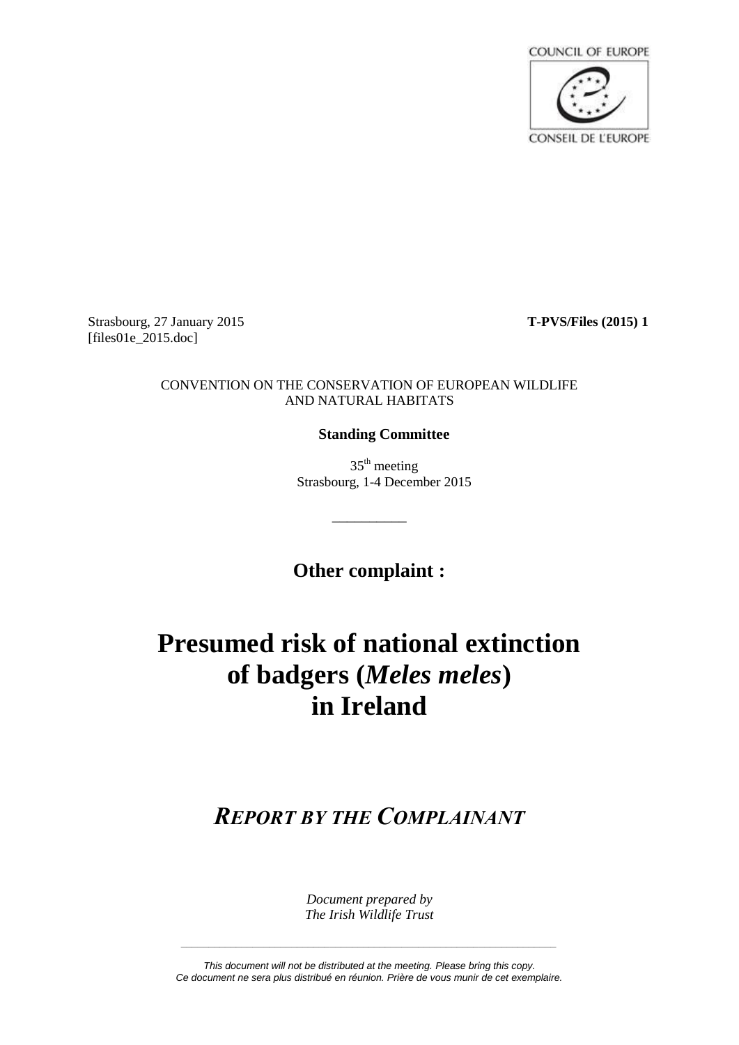COUNCIL OF EUROPE

CONSEIL DE L'EUROPE

Strasbourg, 27 January 2015
[files01e_2015.doc]

**T-PVS/Files (2015) 1**

CONVENTION ON THE CONSERVATION OF EUROPEAN WILDLIFE AND NATURAL HABITATS

**Standing Committee**

35th meeting
Strasbourg, 1-4 December 2015

__________

**Other complaint :**

# Presumed risk of national extinction of badgers (*Meles meles*) in Ireland

## *REPORT BY THE COMPLAINANT*

*Document prepared by*
*The Irish Wildlife Trust*

*This document will not be distributed at the meeting. Please bring this copy.*
*Ce document ne sera plus distribué en réunion. Prière de vous munir de cet exemplaire.*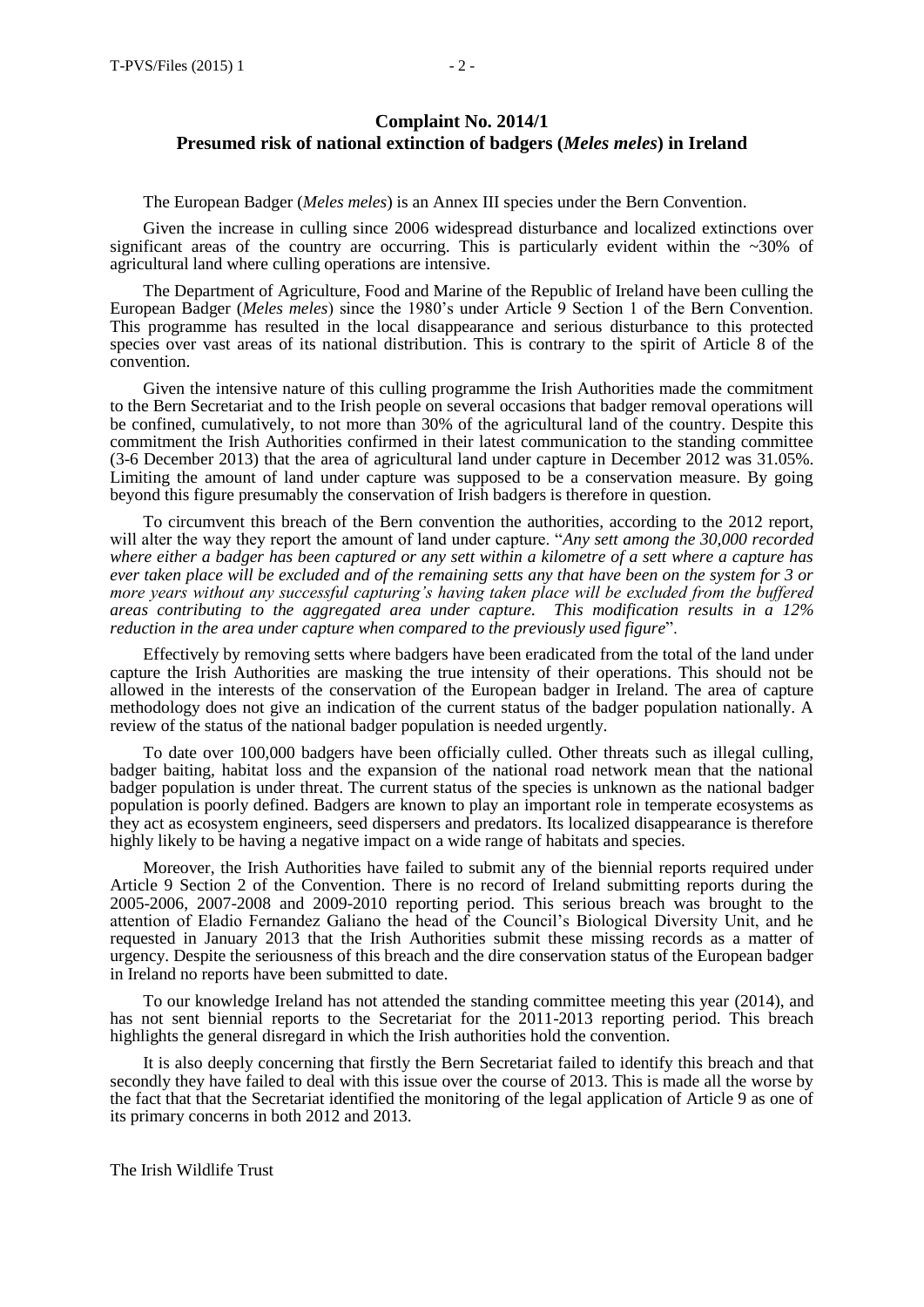## Complaint No. 2014/1
## Presumed risk of national extinction of badgers (*Meles meles*) in Ireland

The European Badger (*Meles meles*) is an Annex III species under the Bern Convention.

Given the increase in culling since 2006 widespread disturbance and localized extinctions over significant areas of the country are occurring. This is particularly evident within the ~30% of agricultural land where culling operations are intensive.

The Department of Agriculture, Food and Marine of the Republic of Ireland have been culling the European Badger (*Meles meles*) since the 1980's under Article 9 Section 1 of the Bern Convention. This programme has resulted in the local disappearance and serious disturbance to this protected species over vast areas of its national distribution. This is contrary to the spirit of Article 8 of the convention.

Given the intensive nature of this culling programme the Irish Authorities made the commitment to the Bern Secretariat and to the Irish people on several occasions that badger removal operations will be confined, cumulatively, to not more than 30% of the agricultural land of the country. Despite this commitment the Irish Authorities confirmed in their latest communication to the standing committee (3-6 December 2013) that the area of agricultural land under capture in December 2012 was 31.05%. Limiting the amount of land under capture was supposed to be a conservation measure. By going beyond this figure presumably the conservation of Irish badgers is therefore in question.

To circumvent this breach of the Bern convention the authorities, according to the 2012 report, will alter the way they report the amount of land under capture. "*Any sett among the 30,000 recorded where either a badger has been captured or any sett within a kilometre of a sett where a capture has ever taken place will be excluded and of the remaining setts any that have been on the system for 3 or more years without any successful capturing's having taken place will be excluded from the buffered areas contributing to the aggregated area under capture. This modification results in a 12% reduction in the area under capture when compared to the previously used figure*".

Effectively by removing setts where badgers have been eradicated from the total of the land under capture the Irish Authorities are masking the true intensity of their operations. This should not be allowed in the interests of the conservation of the European badger in Ireland. The area of capture methodology does not give an indication of the current status of the badger population nationally. A review of the status of the national badger population is needed urgently.

To date over 100,000 badgers have been officially culled. Other threats such as illegal culling, badger baiting, habitat loss and the expansion of the national road network mean that the national badger population is under threat. The current status of the species is unknown as the national badger population is poorly defined. Badgers are known to play an important role in temperate ecosystems as they act as ecosystem engineers, seed dispersers and predators. Its localized disappearance is therefore highly likely to be having a negative impact on a wide range of habitats and species.

Moreover, the Irish Authorities have failed to submit any of the biennial reports required under Article 9 Section 2 of the Convention. There is no record of Ireland submitting reports during the 2005-2006, 2007-2008 and 2009-2010 reporting period. This serious breach was brought to the attention of Eladio Fernandez Galiano the head of the Council's Biological Diversity Unit, and he requested in January 2013 that the Irish Authorities submit these missing records as a matter of urgency. Despite the seriousness of this breach and the dire conservation status of the European badger in Ireland no reports have been submitted to date.

To our knowledge Ireland has not attended the standing committee meeting this year (2014), and has not sent biennial reports to the Secretariat for the 2011-2013 reporting period. This breach highlights the general disregard in which the Irish authorities hold the convention.

It is also deeply concerning that firstly the Bern Secretariat failed to identify this breach and that secondly they have failed to deal with this issue over the course of 2013. This is made all the worse by the fact that that the Secretariat identified the monitoring of the legal application of Article 9 as one of its primary concerns in both 2012 and 2013.

The Irish Wildlife Trust